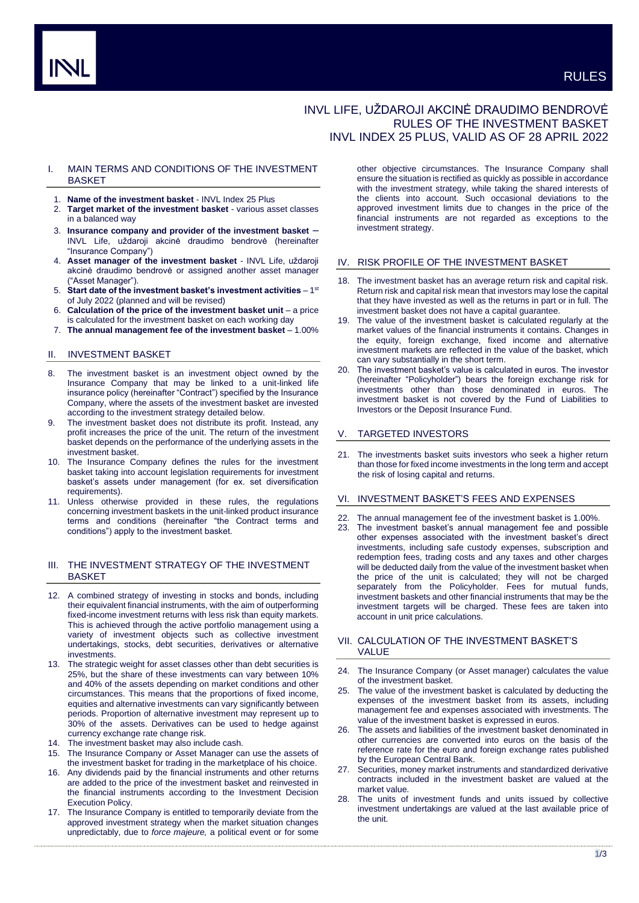RULES

# INVL LIFE, UŽDAROJI AKCINĖ DRAUDIMO BENDROVĖ RULES OF THE INVESTMENT BASKET INVL INDEX 25 PLUS, VALID AS OF 28 APRIL 2022

## I. MAIN TERMS AND CONDITIONS OF THE INVESTMENT BASKET

1. **Name of the investment basket** - INVL Index 25 Plus
2. **Target market of the investment basket** - various asset classes in a balanced way
3. **Insurance company and provider of the investment basket** – INVL Life, uždaroji akcinė draudimo bendrovė (hereinafter "Insurance Company")
4. **Asset manager of the investment basket** - INVL Life, uždaroji akcinė draudimo bendrovė or assigned another asset manager ("Asset Manager").
5. **Start date of the investment basket's investment activities** – 1st of July 2022 (planned and will be revised)
6. **Calculation of the price of the investment basket unit** – a price is calculated for the investment basket on each working day
7. **The annual management fee of the investment basket** – 1.00%

## II. INVESTMENT BASKET

8. The investment basket is an investment object owned by the Insurance Company that may be linked to a unit-linked life insurance policy (hereinafter "Contract") specified by the Insurance Company, where the assets of the investment basket are invested according to the investment strategy detailed below.
9. The investment basket does not distribute its profit. Instead, any profit increases the price of the unit. The return of the investment basket depends on the performance of the underlying assets in the investment basket.
10. The Insurance Company defines the rules for the investment basket taking into account legislation requirements for investment basket's assets under management (for ex. set diversification requirements).
11. Unless otherwise provided in these rules, the regulations concerning investment baskets in the unit-linked product insurance terms and conditions (hereinafter "the Contract terms and conditions") apply to the investment basket.

## III. THE INVESTMENT STRATEGY OF THE INVESTMENT BASKET

12. A combined strategy of investing in stocks and bonds, including their equivalent financial instruments, with the aim of outperforming fixed-income investment returns with less risk than equity markets. This is achieved through the active portfolio management using a variety of investment objects such as collective investment undertakings, stocks, debt securities, derivatives or alternative investments.
13. The strategic weight for asset classes other than debt securities is 25%, but the share of these investments can vary between 10% and 40% of the assets depending on market conditions and other circumstances. This means that the proportions of fixed income, equities and alternative investments can vary significantly between periods. Proportion of alternative investment may represent up to 30% of the assets. Derivatives can be used to hedge against currency exchange rate change risk.
14. The investment basket may also include cash.
15. The Insurance Company or Asset Manager can use the assets of the investment basket for trading in the marketplace of his choice.
16. Any dividends paid by the financial instruments and other returns are added to the price of the investment basket and reinvested in the financial instruments according to the Investment Decision Execution Policy.
17. The Insurance Company is entitled to temporarily deviate from the approved investment strategy when the market situation changes unpredictably, due to *force majeure,* a political event or for some other objective circumstances. The Insurance Company shall ensure the situation is rectified as quickly as possible in accordance with the investment strategy, while taking the shared interests of the clients into account. Such occasional deviations to the approved investment limits due to changes in the price of the financial instruments are not regarded as exceptions to the investment strategy.

## IV. RISK PROFILE OF THE INVESTMENT BASKET

18. The investment basket has an average return risk and capital risk. Return risk and capital risk mean that investors may lose the capital that they have invested as well as the returns in part or in full. The investment basket does not have a capital guarantee.
19. The value of the investment basket is calculated regularly at the market values of the financial instruments it contains. Changes in the equity, foreign exchange, fixed income and alternative investment markets are reflected in the value of the basket, which can vary substantially in the short term.
20. The investment basket's value is calculated in euros. The investor (hereinafter "Policyholder") bears the foreign exchange risk for investments other than those denominated in euros. The investment basket is not covered by the Fund of Liabilities to Investors or the Deposit Insurance Fund.

## V. TARGETED INVESTORS

21. The investments basket suits investors who seek a higher return than those for fixed income investments in the long term and accept the risk of losing capital and returns.

## VI. INVESTMENT BASKET'S FEES AND EXPENSES

22. The annual management fee of the investment basket is 1.00%.
23. The investment basket's annual management fee and possible other expenses associated with the investment basket's direct investments, including safe custody expenses, subscription and redemption fees, trading costs and any taxes and other charges will be deducted daily from the value of the investment basket when the price of the unit is calculated; they will not be charged separately from the Policyholder. Fees for mutual funds, investment baskets and other financial instruments that may be the investment targets will be charged. These fees are taken into account in unit price calculations.

## VII. CALCULATION OF THE INVESTMENT BASKET'S VALUE

24. The Insurance Company (or Asset manager) calculates the value of the investment basket.
25. The value of the investment basket is calculated by deducting the expenses of the investment basket from its assets, including management fee and expenses associated with investments. The value of the investment basket is expressed in euros.
26. The assets and liabilities of the investment basket denominated in other currencies are converted into euros on the basis of the reference rate for the euro and foreign exchange rates published by the European Central Bank.
27. Securities, money market instruments and standardized derivative contracts included in the investment basket are valued at the market value.
28. The units of investment funds and units issued by collective investment undertakings are valued at the last available price of the unit.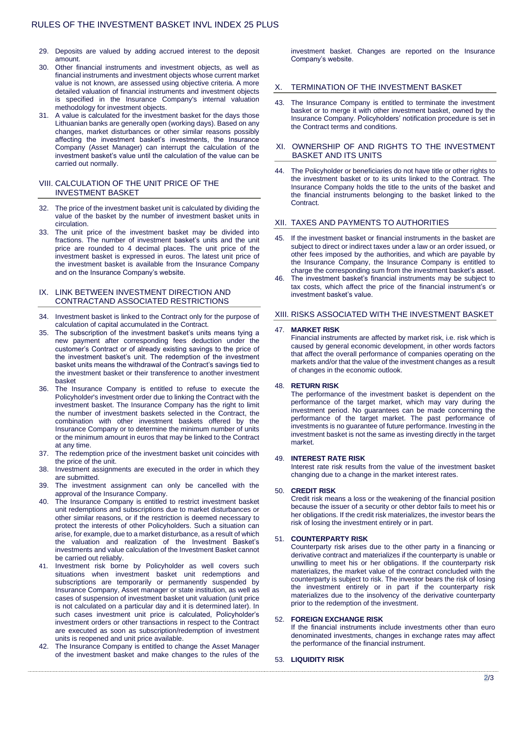29. Deposits are valued by adding accrued interest to the deposit amount.
30. Other financial instruments and investment objects, as well as financial instruments and investment objects whose current market value is not known, are assessed using objective criteria. A more detailed valuation of financial instruments and investment objects is specified in the Insurance Company's internal valuation methodology for investment objects.
31. A value is calculated for the investment basket for the days those Lithuanian banks are generally open (working days). Based on any changes, market disturbances or other similar reasons possibly affecting the investment basket's investments, the Insurance Company (Asset Manager) can interrupt the calculation of the investment basket's value until the calculation of the value can be carried out normally.

## VIII. CALCULATION OF THE UNIT PRICE OF THE INVESTMENT BASKET

32. The price of the investment basket unit is calculated by dividing the value of the basket by the number of investment basket units in circulation.
33. The unit price of the investment basket may be divided into fractions. The number of investment basket's units and the unit price are rounded to 4 decimal places. The unit price of the investment basket is expressed in euros. The latest unit price of the investment basket is available from the Insurance Company and on the Insurance Company's website.

## IX. LINK BETWEEN INVESTMENT DIRECTION AND CONTRACTAND ASSOCIATED RESTRICTIONS

34. Investment basket is linked to the Contract only for the purpose of calculation of capital accumulated in the Contract.
35. The subscription of the investment basket's units means tying a new payment after corresponding fees deduction under the customer's Contract or of already existing savings to the price of the investment basket's unit. The redemption of the investment basket units means the withdrawal of the Contract's savings tied to the investment basket or their transference to another investment basket
36. The Insurance Company is entitled to refuse to execute the Policyholder's investment order due to linking the Contract with the investment basket. The Insurance Company has the right to limit the number of investment baskets selected in the Contract, the combination with other investment baskets offered by the Insurance Company or to determine the minimum number of units or the minimum amount in euros that may be linked to the Contract at any time.
37. The redemption price of the investment basket unit coincides with the price of the unit.
38. Investment assignments are executed in the order in which they are submitted.
39. The investment assignment can only be cancelled with the approval of the Insurance Company.
40. The Insurance Company is entitled to restrict investment basket unit redemptions and subscriptions due to market disturbances or other similar reasons, or if the restriction is deemed necessary to protect the interests of other Policyholders. Such a situation can arise, for example, due to a market disturbance, as a result of which the valuation and realization of the Investment Basket's investments and value calculation of the Investment Basket cannot be carried out reliably.
41. Investment risk borne by Policyholder as well covers such situations when investment basket unit redemptions and subscriptions are temporarily or permanently suspended by Insurance Company, Asset manager or state institution, as well as cases of suspension of investment basket unit valuation (unit price is not calculated on a particular day and it is determined later). In such cases investment unit price is calculated, Policyholder's investment orders or other transactions in respect to the Contract are executed as soon as subscription/redemption of investment units is reopened and unit price available.
42. The Insurance Company is entitled to change the Asset Manager of the investment basket and make changes to the rules of the investment basket. Changes are reported on the Insurance Company's website.

## X. TERMINATION OF THE INVESTMENT BASKET

43. The Insurance Company is entitled to terminate the investment basket or to merge it with other investment basket, owned by the Insurance Company. Policyholders' notification procedure is set in the Contract terms and conditions.

## XI. OWNERSHIP OF AND RIGHTS TO THE INVESTMENT BASKET AND ITS UNITS

44. The Policyholder or beneficiaries do not have title or other rights to the investment basket or to its units linked to the Contract. The Insurance Company holds the title to the units of the basket and the financial instruments belonging to the basket linked to the Contract.

## XII. TAXES AND PAYMENTS TO AUTHORITIES

45. If the investment basket or financial instruments in the basket are subject to direct or indirect taxes under a law or an order issued, or other fees imposed by the authorities, and which are payable by the Insurance Company, the Insurance Company is entitled to charge the corresponding sum from the investment basket's asset.
46. The investment basket's financial instruments may be subject to tax costs, which affect the price of the financial instrument's or investment basket's value.

## XIII. RISKS ASSOCIATED WITH THE INVESTMENT BASKET

47. **MARKET RISK**

    Financial instruments are affected by market risk, i.e. risk which is caused by general economic development, in other words factors that affect the overall performance of companies operating on the markets and/or that the value of the investment changes as a result of changes in the economic outlook.

48. **RETURN RISK**

    The performance of the investment basket is dependent on the performance of the target market, which may vary during the investment period. No guarantees can be made concerning the performance of the target market. The past performance of investments is no guarantee of future performance. Investing in the investment basket is not the same as investing directly in the target market.

49. **INTEREST RATE RISK**

    Interest rate risk results from the value of the investment basket changing due to a change in the market interest rates.

50. **CREDIT RISK**

    Credit risk means a loss or the weakening of the financial position because the issuer of a security or other debtor fails to meet his or her obligations. If the credit risk materializes, the investor bears the risk of losing the investment entirely or in part.

51. **COUNTERPARTY RISK**

    Counterparty risk arises due to the other party in a financing or derivative contract and materializes if the counterparty is unable or unwilling to meet his or her obligations. If the counterparty risk materializes, the market value of the contract concluded with the counterparty is subject to risk. The investor bears the risk of losing the investment entirely or in part if the counterparty risk materializes due to the insolvency of the derivative counterparty prior to the redemption of the investment.

52. **FOREIGN EXCHANGE RISK**

    If the financial instruments include investments other than euro denominated investments, changes in exchange rates may affect the performance of the financial instrument.

53. **LIQUIDITY RISK**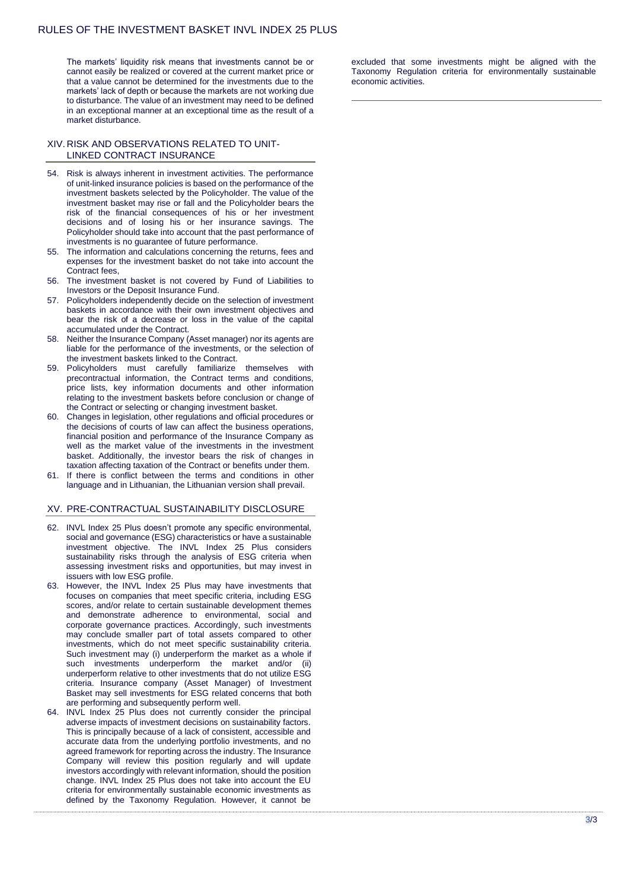The markets' liquidity risk means that investments cannot be or cannot easily be realized or covered at the current market price or that a value cannot be determined for the investments due to the markets' lack of depth or because the markets are not working due to disturbance. The value of an investment may need to be defined in an exceptional manner at an exceptional time as the result of a market disturbance.

## XIV. RISK AND OBSERVATIONS RELATED TO UNIT-LINKED CONTRACT INSURANCE

54. Risk is always inherent in investment activities. The performance of unit-linked insurance policies is based on the performance of the investment baskets selected by the Policyholder. The value of the investment basket may rise or fall and the Policyholder bears the risk of the financial consequences of his or her investment decisions and of losing his or her insurance savings. The Policyholder should take into account that the past performance of investments is no guarantee of future performance.
55. The information and calculations concerning the returns, fees and expenses for the investment basket do not take into account the Contract fees,
56. The investment basket is not covered by Fund of Liabilities to Investors or the Deposit Insurance Fund.
57. Policyholders independently decide on the selection of investment baskets in accordance with their own investment objectives and bear the risk of a decrease or loss in the value of the capital accumulated under the Contract.
58. Neither the Insurance Company (Asset manager) nor its agents are liable for the performance of the investments, or the selection of the investment baskets linked to the Contract.
59. Policyholders must carefully familiarize themselves with precontractual information, the Contract terms and conditions, price lists, key information documents and other information relating to the investment baskets before conclusion or change of the Contract or selecting or changing investment basket.
60. Changes in legislation, other regulations and official procedures or the decisions of courts of law can affect the business operations, financial position and performance of the Insurance Company as well as the market value of the investments in the investment basket. Additionally, the investor bears the risk of changes in taxation affecting taxation of the Contract or benefits under them.
61. If there is conflict between the terms and conditions in other language and in Lithuanian, the Lithuanian version shall prevail.

## XV. PRE-CONTRACTUAL SUSTAINABILITY DISCLOSURE

62. INVL Index 25 Plus doesn't promote any specific environmental, social and governance (ESG) characteristics or have a sustainable investment objective. The INVL Index 25 Plus considers sustainability risks through the analysis of ESG criteria when assessing investment risks and opportunities, but may invest in issuers with low ESG profile.
63. However, the INVL Index 25 Plus may have investments that focuses on companies that meet specific criteria, including ESG scores, and/or relate to certain sustainable development themes and demonstrate adherence to environmental, social and corporate governance practices. Accordingly, such investments may conclude smaller part of total assets compared to other investments, which do not meet specific sustainability criteria. Such investment may (i) underperform the market as a whole if such investments underperform the market and/or (ii) underperform relative to other investments that do not utilize ESG criteria. Insurance company (Asset Manager) of Investment Basket may sell investments for ESG related concerns that both are performing and subsequently perform well.
64. INVL Index 25 Plus does not currently consider the principal adverse impacts of investment decisions on sustainability factors. This is principally because of a lack of consistent, accessible and accurate data from the underlying portfolio investments, and no agreed framework for reporting across the industry. The Insurance Company will review this position regularly and will update investors accordingly with relevant information, should the position change. INVL Index 25 Plus does not take into account the EU criteria for environmentally sustainable economic investments as defined by the Taxonomy Regulation. However, it cannot be excluded that some investments might be aligned with the Taxonomy Regulation criteria for environmentally sustainable economic activities.